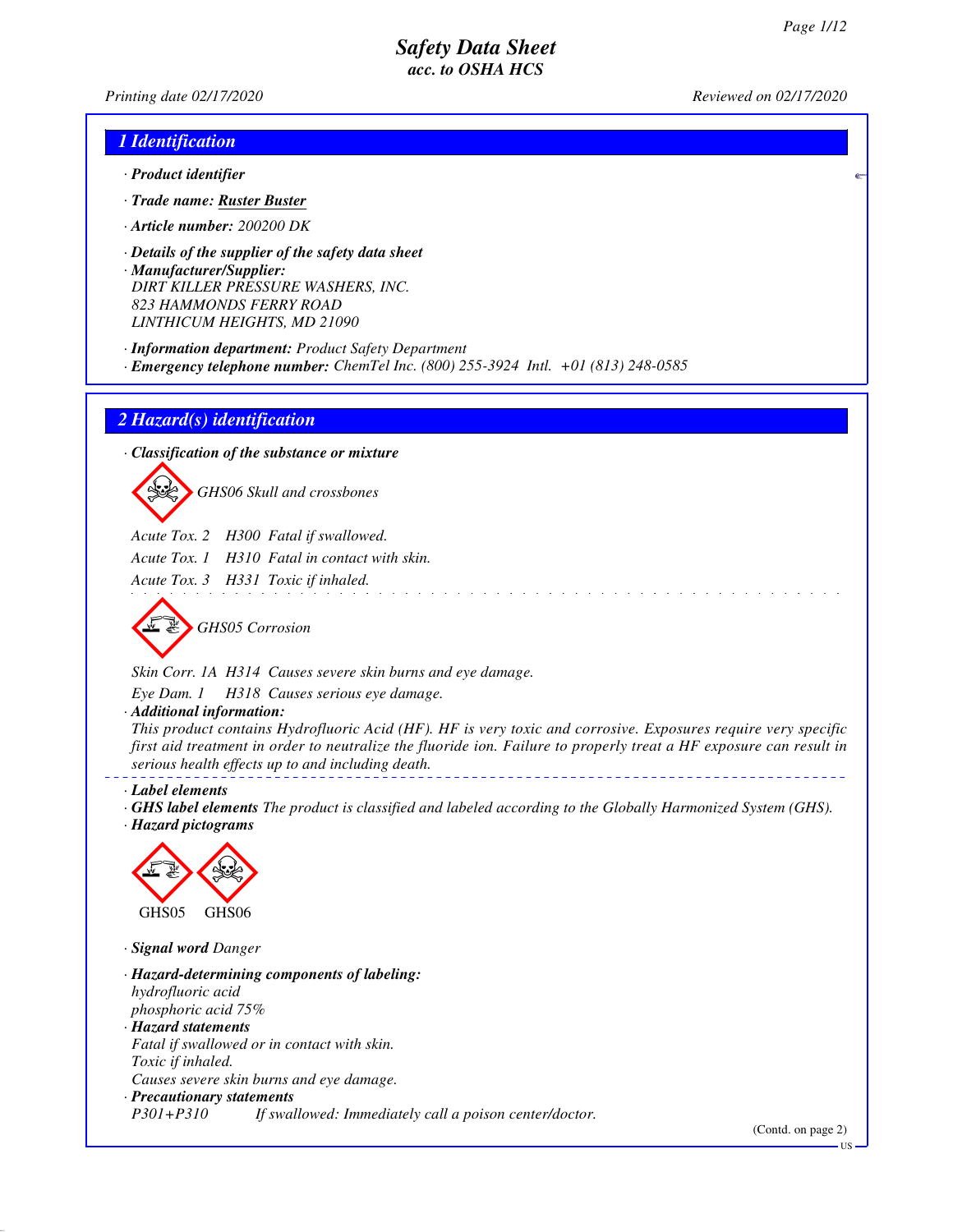# Safety Data Sheet
### acc. to OSHA HCS

Printing date 02/17/2020 Reviewed on 02/17/2020

## 1 Identification

· **Product identifier**

· **Trade name:** **Ruster Buster**

· **Article number:** 200200 DK

· **Details of the supplier of the safety data sheet**

· **Manufacturer/Supplier:**
DIRT KILLER PRESSURE WASHERS, INC.
823 HAMMONDS FERRY ROAD
LINTHICUM HEIGHTS, MD 21090

· **Information department:** Product Safety Department

· **Emergency telephone number:** ChemTel Inc. (800) 255-3924 Intl. +01 (813) 248-0585

## 2 Hazard(s) identification

· **Classification of the substance or mixture**

GHS06 Skull and crossbones

Acute Tox. 2 H300 Fatal if swallowed.

Acute Tox. 1 H310 Fatal in contact with skin.

Acute Tox. 3 H331 Toxic if inhaled.

GHS05 Corrosion

Skin Corr. 1A H314 Causes severe skin burns and eye damage.

Eye Dam. 1 H318 Causes serious eye damage.

· **Additional information:**
This product contains Hydrofluoric Acid (HF). HF is very toxic and corrosive. Exposures require very specific first aid treatment in order to neutralize the fluoride ion. Failure to properly treat a HF exposure can result in serious health effects up to and including death.

· **Label elements**

· **GHS label elements** The product is classified and labeled according to the Globally Harmonized System (GHS).

· **Hazard pictograms**

GHS05 GHS06

· **Signal word** Danger

· **Hazard-determining components of labeling:**
hydrofluoric acid
phosphoric acid 75%

· **Hazard statements**
Fatal if swallowed or in contact with skin.
Toxic if inhaled.
Causes severe skin burns and eye damage.

· **Precautionary statements**

P301+P310 If swallowed: Immediately call a poison center/doctor.

(Contd. on page 2)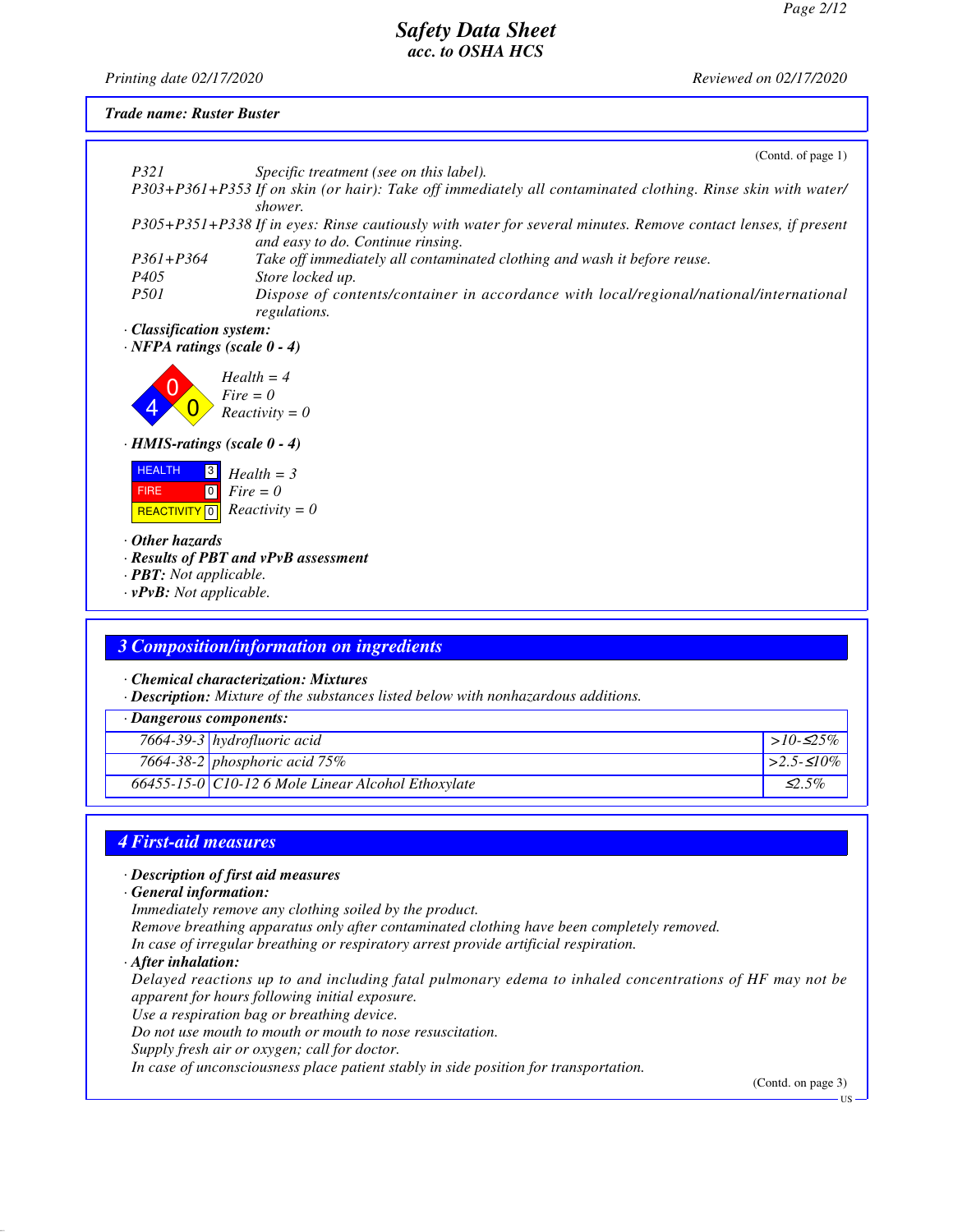**Trade name: Ruster Buster**

(Contd. of page 1)

| | |
|---|---|
| P321 | Specific treatment (see on this label). |
| P303+P361+P353 | If on skin (or hair): Take off immediately all contaminated clothing. Rinse skin with water/shower. |
| P305+P351+P338 | If in eyes: Rinse cautiously with water for several minutes. Remove contact lenses, if present and easy to do. Continue rinsing. |
| P361+P364 | Take off immediately all contaminated clothing and wash it before reuse. |
| P405 | Store locked up. |
| P501 | Dispose of contents/container in accordance with local/regional/national/international regulations. |

· **Classification system:**

· **NFPA ratings (scale 0 - 4)**

Health = 4
Fire = 0
Reactivity = 0

· **HMIS-ratings (scale 0 - 4)**

| | |
|---|---|
| HEALTH | 3 |
| FIRE | 0 |
| REACTIVITY | 0 |

Health = 3
Fire = 0
Reactivity = 0

· **Other hazards**

· **Results of PBT and vPvB assessment**

· **PBT:** Not applicable.

· **vPvB:** Not applicable.

## 3 Composition/information on ingredients

· **Chemical characterization: Mixtures**

· **Description:** Mixture of the substances listed below with nonhazardous additions.

| · Dangerous components: | | |
|---|---|---|
| 7664-39-3 | hydrofluoric acid | >10-≤25% |
| 7664-38-2 | phosphoric acid 75% | >2.5-≤10% |
| 66455-15-0 | C10-12 6 Mole Linear Alcohol Ethoxylate | ≤2.5% |

## 4 First-aid measures

· **Description of first aid measures**

· **General information:**

Immediately remove any clothing soiled by the product.
Remove breathing apparatus only after contaminated clothing have been completely removed.
In case of irregular breathing or respiratory arrest provide artificial respiration.

· **After inhalation:**

Delayed reactions up to and including fatal pulmonary edema to inhaled concentrations of HF may not be apparent for hours following initial exposure.
Use a respiration bag or breathing device.
Do not use mouth to mouth or mouth to nose resuscitation.
Supply fresh air or oxygen; call for doctor.
In case of unconsciousness place patient stably in side position for transportation.

(Contd. on page 3)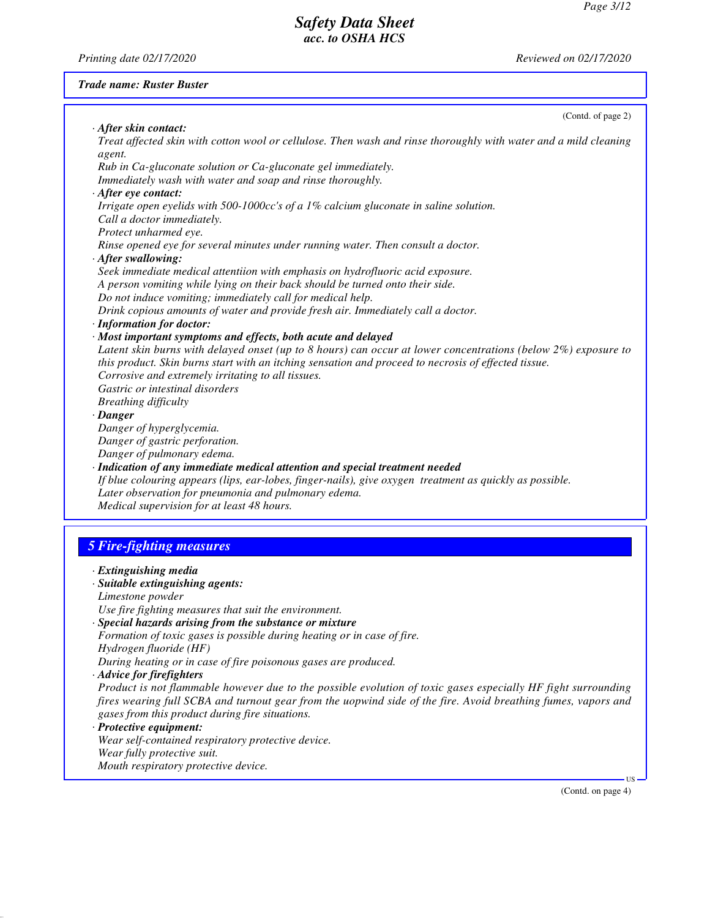Trade name: Ruster Buster

(Contd. of page 2)

· **After skin contact:**

Treat affected skin with cotton wool or cellulose. Then wash and rinse thoroughly with water and a mild cleaning agent.

Rub in Ca-gluconate solution or Ca-gluconate gel immediately.

Immediately wash with water and soap and rinse thoroughly.

· **After eye contact:**

Irrigate open eyelids with 500-1000cc's of a 1% calcium gluconate in saline solution.

Call a doctor immediately.

Protect unharmed eye.

Rinse opened eye for several minutes under running water. Then consult a doctor.

· **After swallowing:**

Seek immediate medical attentiion with emphasis on hydrofluoric acid exposure.

A person vomiting while lying on their back should be turned onto their side.

Do not induce vomiting; immediately call for medical help.

Drink copious amounts of water and provide fresh air. Immediately call a doctor.

· **Information for doctor:**

· **Most important symptoms and effects, both acute and delayed**

Latent skin burns with delayed onset (up to 8 hours) can occur at lower concentrations (below 2%) exposure to this product. Skin burns start with an itching sensation and proceed to necrosis of effected tissue.

Corrosive and extremely irritating to all tissues.

Gastric or intestinal disorders

Breathing difficulty

· **Danger**

Danger of hyperglycemia.

Danger of gastric perforation.

Danger of pulmonary edema.

· **Indication of any immediate medical attention and special treatment needed**

If blue colouring appears (lips, ear-lobes, finger-nails), give oxygen treatment as quickly as possible.

Later observation for pneumonia and pulmonary edema.

Medical supervision for at least 48 hours.

## 5 Fire-fighting measures

· **Extinguishing media**

· **Suitable extinguishing agents:**

Limestone powder

Use fire fighting measures that suit the environment.

· **Special hazards arising from the substance or mixture**

Formation of toxic gases is possible during heating or in case of fire.

Hydrogen fluoride (HF)

During heating or in case of fire poisonous gases are produced.

· **Advice for firefighters**

Product is not flammable however due to the possible evolution of toxic gases especially HF fight surrounding fires wearing full SCBA and turnout gear from the uopwind side of the fire. Avoid breathing fumes, vapors and gases from this product during fire situations.

· **Protective equipment:**

Wear self-contained respiratory protective device.

Wear fully protective suit.

Mouth respiratory protective device.

(Contd. on page 4)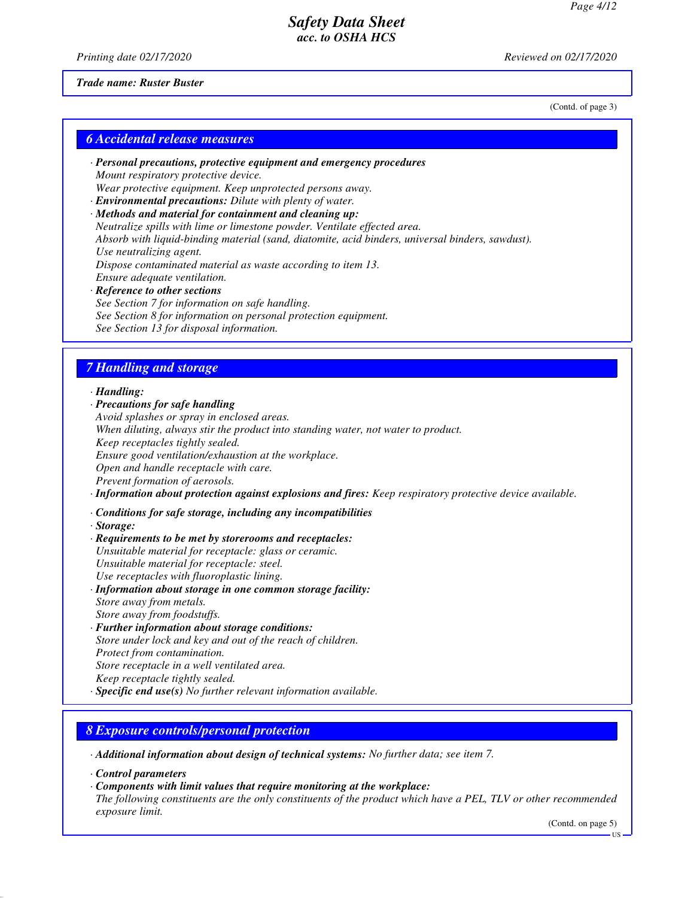**Trade name: Ruster Buster**

(Contd. of page 3)

## 6 Accidental release measures

· ***Personal precautions, protective equipment and emergency procedures***
*Mount respiratory protective device.*
*Wear protective equipment. Keep unprotected persons away.*
· ***Environmental precautions:*** *Dilute with plenty of water.*
· ***Methods and material for containment and cleaning up:***
*Neutralize spills with lime or limestone powder. Ventilate effected area.*
*Absorb with liquid-binding material (sand, diatomite, acid binders, universal binders, sawdust).*
*Use neutralizing agent.*
*Dispose contaminated material as waste according to item 13.*
*Ensure adequate ventilation.*
· ***Reference to other sections***
*See Section 7 for information on safe handling.*
*See Section 8 for information on personal protection equipment.*
*See Section 13 for disposal information.*

## 7 Handling and storage

· ***Handling:***
· ***Precautions for safe handling***
*Avoid splashes or spray in enclosed areas.*
*When diluting, always stir the product into standing water, not water to product.*
*Keep receptacles tightly sealed.*
*Ensure good ventilation/exhaustion at the workplace.*
*Open and handle receptacle with care.*
*Prevent formation of aerosols.*
· ***Information about protection against explosions and fires:*** *Keep respiratory protective device available.*

· ***Conditions for safe storage, including any incompatibilities***
· ***Storage:***
· ***Requirements to be met by storerooms and receptacles:***
*Unsuitable material for receptacle: glass or ceramic.*
*Unsuitable material for receptacle: steel.*
*Use receptacles with fluoroplastic lining.*
· ***Information about storage in one common storage facility:***
*Store away from metals.*
*Store away from foodstuffs.*
· ***Further information about storage conditions:***
*Store under lock and key and out of the reach of children.*
*Protect from contamination.*
*Store receptacle in a well ventilated area.*
*Keep receptacle tightly sealed.*
· ***Specific end use(s)*** *No further relevant information available.*

## 8 Exposure controls/personal protection

· ***Additional information about design of technical systems:*** *No further data; see item 7.*

· ***Control parameters***
· ***Components with limit values that require monitoring at the workplace:***
*The following constituents are the only constituents of the product which have a PEL, TLV or other recommended exposure limit.*

(Contd. on page 5)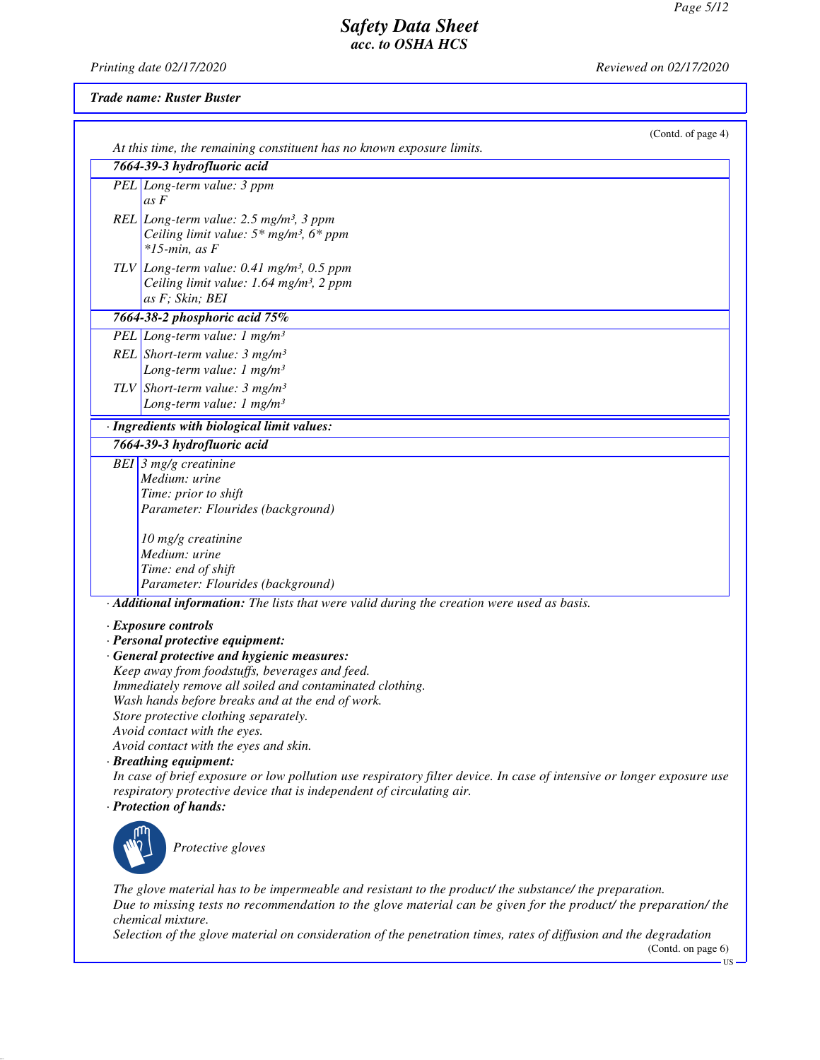*Trade name: Ruster Buster*

(Contd. of page 4)

At this time, the remaining constituent has no known exposure limits.

| **7664-39-3 hydrofluoric acid** | |
|---|---|
| PEL | Long-term value: 3 ppm<br>as F |
| REL | Long-term value: 2.5 mg/m³, 3 ppm<br>Ceiling limit value: 5* mg/m³, 6* ppm<br>*15-min, as F |
| TLV | Long-term value: 0.41 mg/m³, 0.5 ppm<br>Ceiling limit value: 1.64 mg/m³, 2 ppm<br>as F; Skin; BEI |
| **7664-38-2 phosphoric acid 75%** | |
| PEL | Long-term value: 1 mg/m³ |
| REL | Short-term value: 3 mg/m³<br>Long-term value: 1 mg/m³ |
| TLV | Short-term value: 3 mg/m³<br>Long-term value: 1 mg/m³ |

· **Ingredients with biological limit values:**

| **7664-39-3 hydrofluoric acid** | |
|---|---|
| BEI | 3 mg/g creatinine<br>Medium: urine<br>Time: prior to shift<br>Parameter: Flourides (background)<br><br>10 mg/g creatinine<br>Medium: urine<br>Time: end of shift<br>Parameter: Flourides (background) |

· **Additional information:** The lists that were valid during the creation were used as basis.

· **Exposure controls**
· **Personal protective equipment:**
· **General protective and hygienic measures:**
Keep away from foodstuffs, beverages and feed.
Immediately remove all soiled and contaminated clothing.
Wash hands before breaks and at the end of work.
Store protective clothing separately.
Avoid contact with the eyes.
Avoid contact with the eyes and skin.

· **Breathing equipment:**
In case of brief exposure or low pollution use respiratory filter device. In case of intensive or longer exposure use respiratory protective device that is independent of circulating air.

· **Protection of hands:**

Protective gloves

The glove material has to be impermeable and resistant to the product/ the substance/ the preparation.
Due to missing tests no recommendation to the glove material can be given for the product/ the preparation/ the chemical mixture.
Selection of the glove material on consideration of the penetration times, rates of diffusion and the degradation

(Contd. on page 6)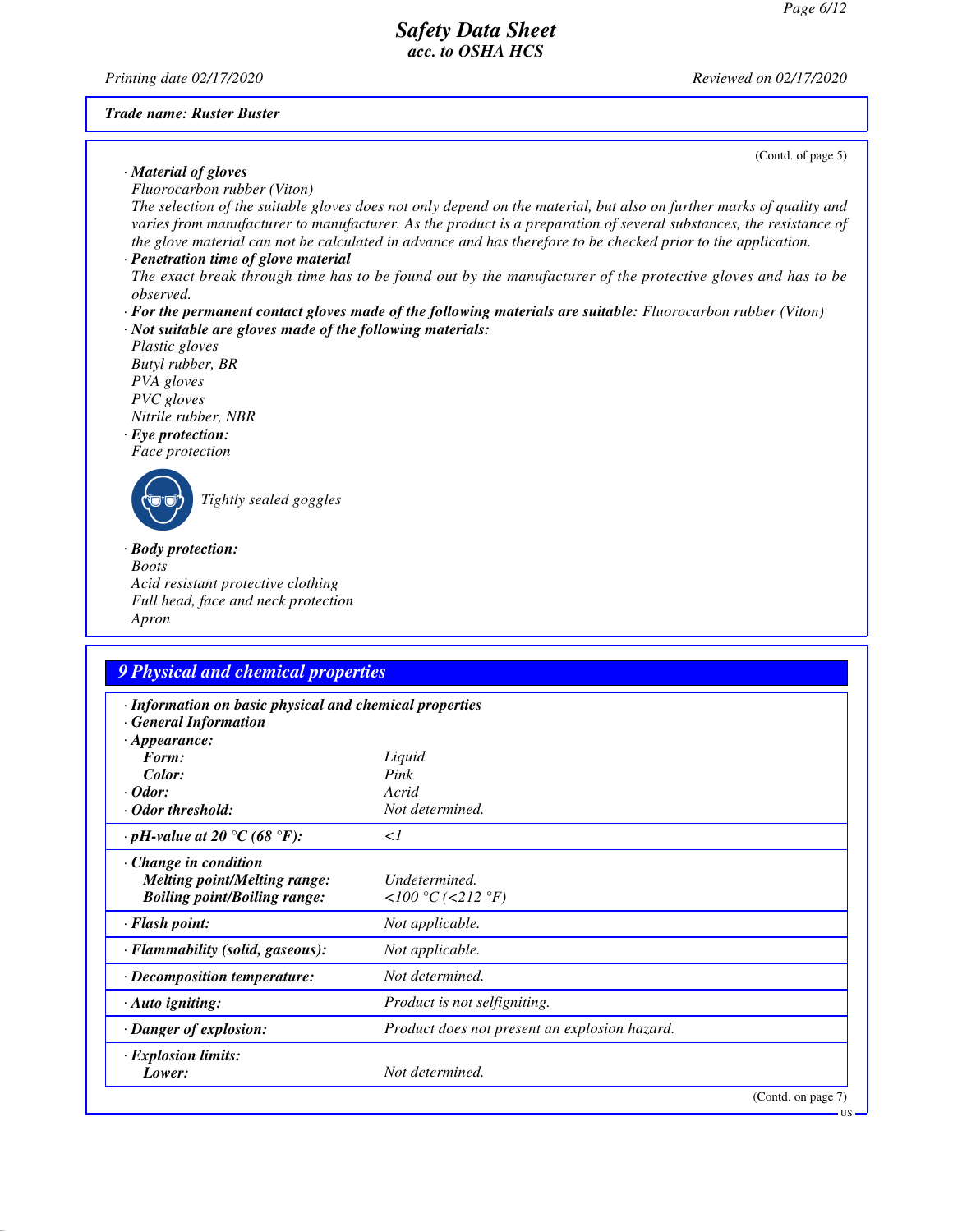Trade name: Ruster Buster

(Contd. of page 5)

· **Material of gloves**
Fluorocarbon rubber (Viton)
The selection of the suitable gloves does not only depend on the material, but also on further marks of quality and varies from manufacturer to manufacturer. As the product is a preparation of several substances, the resistance of the glove material can not be calculated in advance and has therefore to be checked prior to the application.

· **Penetration time of glove material**
The exact break through time has to be found out by the manufacturer of the protective gloves and has to be observed.

· **For the permanent contact gloves made of the following materials are suitable:** Fluorocarbon rubber (Viton)

· **Not suitable are gloves made of the following materials:**
Plastic gloves
Butyl rubber, BR
PVA gloves
PVC gloves
Nitrile rubber, NBR

· **Eye protection:**
Face protection

Tightly sealed goggles

· **Body protection:**
Boots
Acid resistant protective clothing
Full head, face and neck protection
Apron

## 9 Physical and chemical properties

| | |
|---|---|
| **· Information on basic physical and chemical properties** | |
| **· General Information** | |
| **· Appearance:** | |
| **Form:** | Liquid |
| **Color:** | Pink |
| **· Odor:** | Acrid |
| **· Odor threshold:** | Not determined. |
| **· pH-value at 20 °C (68 °F):** | <1 |
| **· Change in condition** | |
| **Melting point/Melting range:** | Undetermined. |
| **Boiling point/Boiling range:** | <100 °C (<212 °F) |
| **· Flash point:** | Not applicable. |
| **· Flammability (solid, gaseous):** | Not applicable. |
| **· Decomposition temperature:** | Not determined. |
| **· Auto igniting:** | Product is not selfigniting. |
| **· Danger of explosion:** | Product does not present an explosion hazard. |
| **· Explosion limits:** | |
| **Lower:** | Not determined. |

(Contd. on page 7)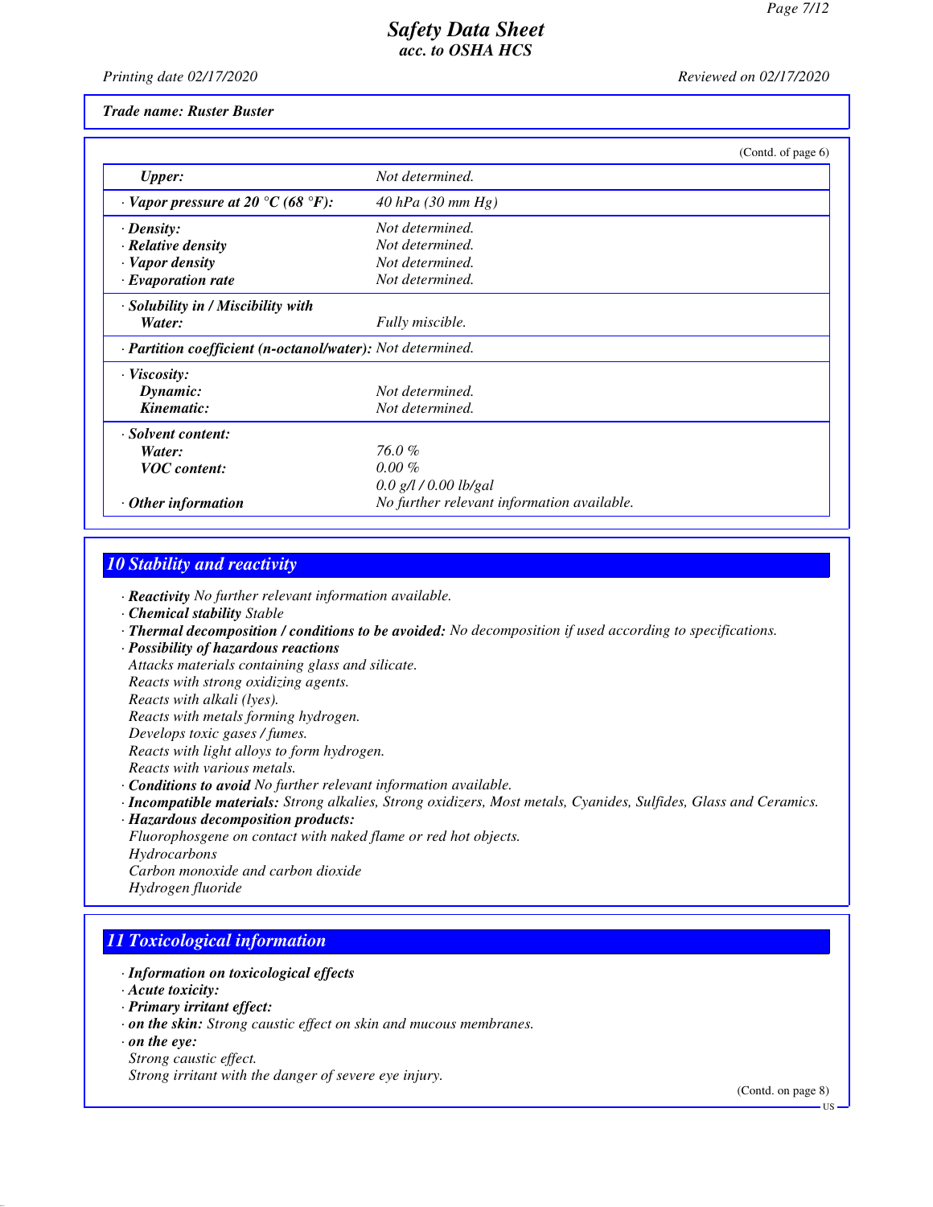Trade name: Ruster Buster

(Contd. of page 6)

| | |
|---|---|
| *Upper:* | Not determined. |
| · *Vapor pressure at 20 °C (68 °F):* | 40 hPa (30 mm Hg) |
| · *Density:* | Not determined. |
| · *Relative density* | Not determined. |
| · *Vapor density* | Not determined. |
| · *Evaporation rate* | Not determined. |
| · *Solubility in / Miscibility with* | |
| *Water:* | Fully miscible. |
| · *Partition coefficient (n-octanol/water):* | Not determined. |
| · *Viscosity:* | |
| *Dynamic:* | Not determined. |
| *Kinematic:* | Not determined. |
| · *Solvent content:* | |
| *Water:* | 76.0 % |
| *VOC content:* | 0.00 % |
| | 0.0 g/l / 0.00 lb/gal |
| · *Other information* | No further relevant information available. |

## 10 Stability and reactivity

· ***Reactivity*** *No further relevant information available.*
· ***Chemical stability*** *Stable*
· ***Thermal decomposition / conditions to be avoided:*** *No decomposition if used according to specifications.*
· ***Possibility of hazardous reactions***
*Attacks materials containing glass and silicate.*
*Reacts with strong oxidizing agents.*
*Reacts with alkali (lyes).*
*Reacts with metals forming hydrogen.*
*Develops toxic gases / fumes.*
*Reacts with light alloys to form hydrogen.*
*Reacts with various metals.*
· ***Conditions to avoid*** *No further relevant information available.*
· ***Incompatible materials:*** *Strong alkalies, Strong oxidizers, Most metals, Cyanides, Sulfides, Glass and Ceramics.*
· ***Hazardous decomposition products:***
*Fluorophosgene on contact with naked flame or red hot objects.*
*Hydrocarbons*
*Carbon monoxide and carbon dioxide*
*Hydrogen fluoride*

## 11 Toxicological information

· ***Information on toxicological effects***
· ***Acute toxicity:***
· ***Primary irritant effect:***
· ***on the skin:*** *Strong caustic effect on skin and mucous membranes.*
· ***on the eye:***
*Strong caustic effect.*
*Strong irritant with the danger of severe eye injury.*

(Contd. on page 8)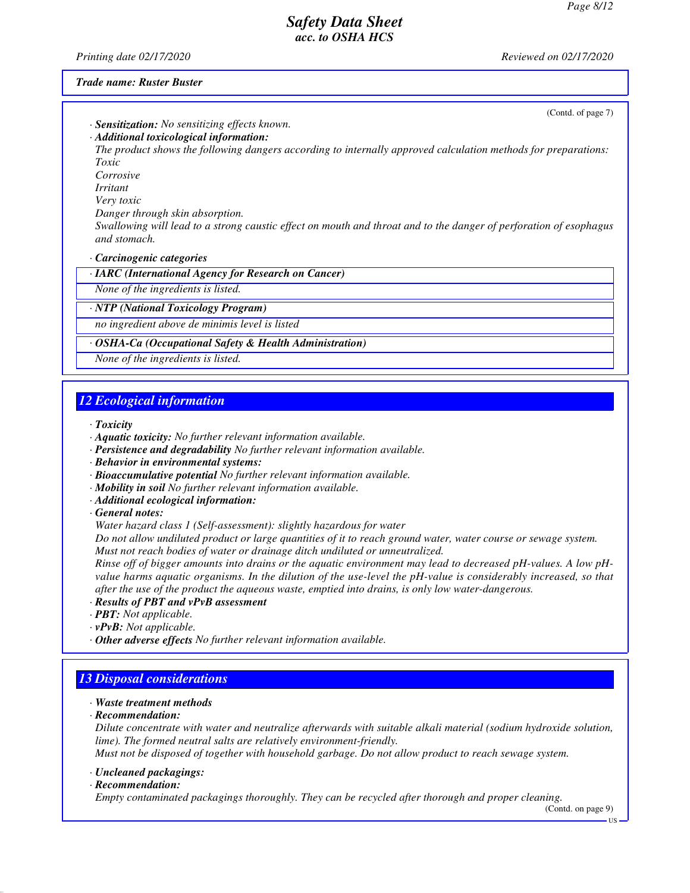Trade name: Ruster Buster

(Contd. of page 7)

· **Sensitization:** No sensitizing effects known.

· **Additional toxicological information:**

The product shows the following dangers according to internally approved calculation methods for preparations:

Toxic

Corrosive

Irritant

Very toxic

Danger through skin absorption.

Swallowing will lead to a strong caustic effect on mouth and throat and to the danger of perforation of esophagus and stomach.

· **Carcinogenic categories**

· **IARC (International Agency for Research on Cancer)**

None of the ingredients is listed.

· **NTP (National Toxicology Program)**

no ingredient above de minimis level is listed

· **OSHA-Ca (Occupational Safety & Health Administration)**

None of the ingredients is listed.

## 12 Ecological information

· **Toxicity**

· **Aquatic toxicity:** No further relevant information available.

· **Persistence and degradability** No further relevant information available.

· **Behavior in environmental systems:**

· **Bioaccumulative potential** No further relevant information available.

· **Mobility in soil** No further relevant information available.

· **Additional ecological information:**

· **General notes:**

Water hazard class 1 (Self-assessment): slightly hazardous for water

Do not allow undiluted product or large quantities of it to reach ground water, water course or sewage system.

Must not reach bodies of water or drainage ditch undiluted or unneutralized.

Rinse off of bigger amounts into drains or the aquatic environment may lead to decreased pH-values. A low pH-value harms aquatic organisms. In the dilution of the use-level the pH-value is considerably increased, so that after the use of the product the aqueous waste, emptied into drains, is only low water-dangerous.

· **Results of PBT and vPvB assessment**

· **PBT:** Not applicable.

· **vPvB:** Not applicable.

· **Other adverse effects** No further relevant information available.

## 13 Disposal considerations

· **Waste treatment methods**

· **Recommendation:**

Dilute concentrate with water and neutralize afterwards with suitable alkali material (sodium hydroxide solution, lime). The formed neutral salts are relatively environment-friendly.

Must not be disposed of together with household garbage. Do not allow product to reach sewage system.

· **Uncleaned packagings:**

· **Recommendation:**

Empty contaminated packagings thoroughly. They can be recycled after thorough and proper cleaning.

(Contd. on page 9)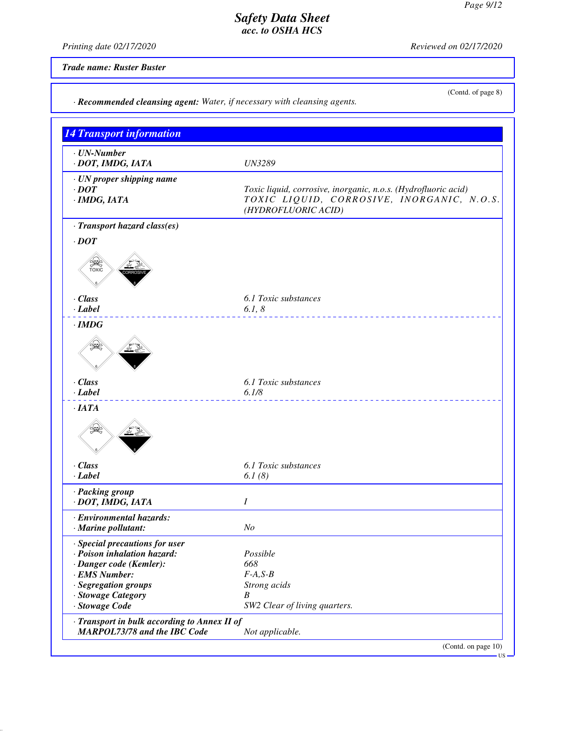**Safety Data Sheet**
*acc. to OSHA HCS*

Printing date 02/17/2020 Reviewed on 02/17/2020

**Trade name: Ruster Buster**

(Contd. of page 8)

· **Recommended cleansing agent:** Water, if necessary with cleansing agents.

## 14 Transport information

· **UN-Number**
· **DOT, IMDG, IATA** UN3289

· **UN proper shipping name**
· **DOT** Toxic liquid, corrosive, inorganic, n.o.s. (Hydrofluoric acid)
· **IMDG, IATA** TOXIC LIQUID, CORROSIVE, INORGANIC, N.O.S. (HYDROFLUORIC ACID)

· **Transport hazard class(es)**

· **DOT**

· **Class** 6.1 Toxic substances
· **Label** 6.1, 8

· **IMDG**

· **Class** 6.1 Toxic substances
· **Label** 6.1/8

· **IATA**

· **Class** 6.1 Toxic substances
· **Label** 6.1 (8)

· **Packing group**
· **DOT, IMDG, IATA** I

· **Environmental hazards:**
· **Marine pollutant:** No

· **Special precautions for user**
· **Poison inhalation hazard:** Possible
· **Danger code (Kemler):** 668
· **EMS Number:** F-A,S-B
· **Segregation groups** Strong acids
· **Stowage Category** B
· **Stowage Code** SW2 Clear of living quarters.

· **Transport in bulk according to Annex II of MARPOL73/78 and the IBC Code** Not applicable.

(Contd. on page 10)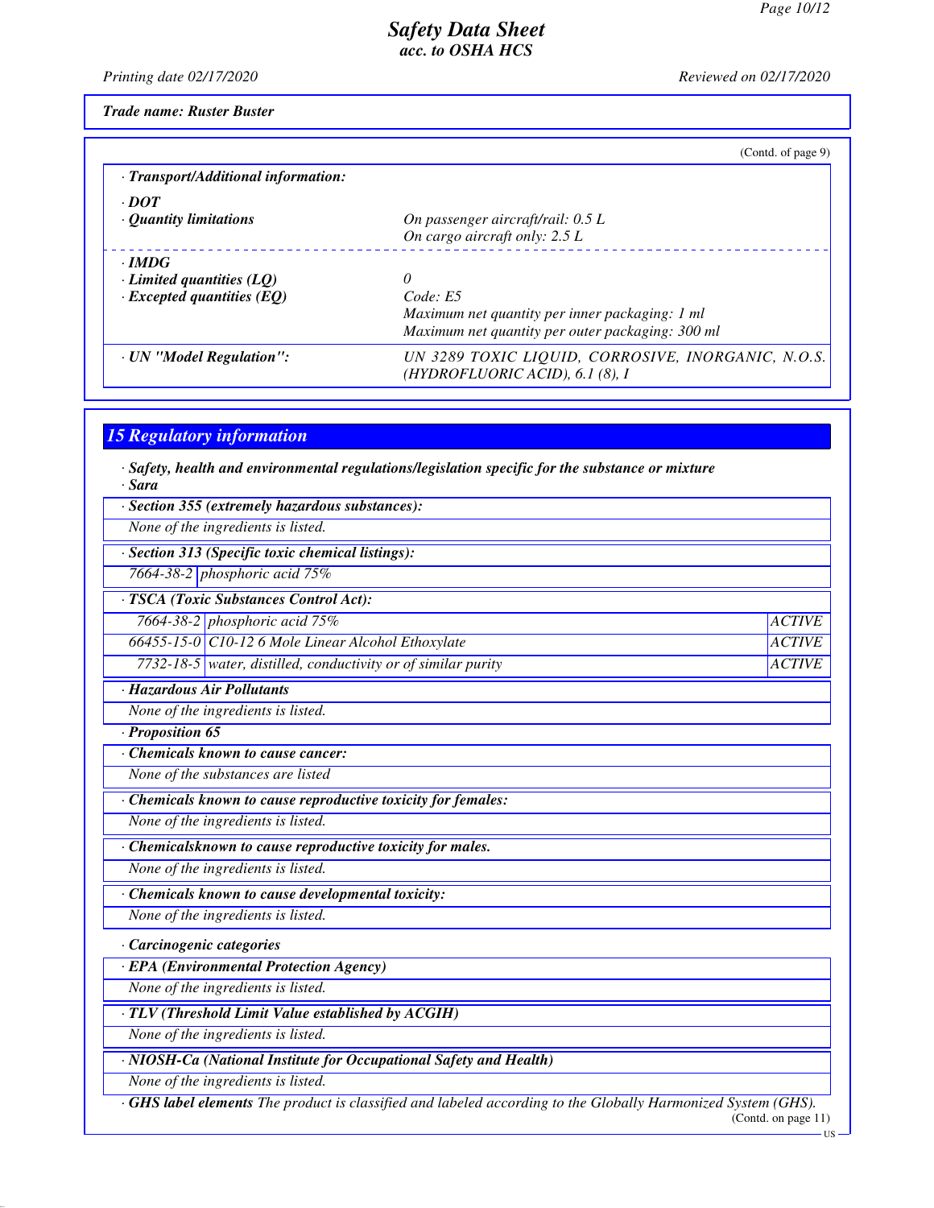**Safety Data Sheet**
*acc. to OSHA HCS*

Printing date 02/17/2020 Reviewed on 02/17/2020

**Trade name: Ruster Buster**

(Contd. of page 9)

· **Transport/Additional information:**

· **DOT**

| | |
|---|---|
| · **Quantity limitations** | On passenger aircraft/rail: 0.5 L<br>On cargo aircraft only: 2.5 L |

· **IMDG**

| | |
|---|---|
| · **Limited quantities (LQ)** | 0 |
| · **Excepted quantities (EQ)** | Code: E5<br>Maximum net quantity per inner packaging: 1 ml<br>Maximum net quantity per outer packaging: 300 ml |

| | |
|---|---|
| · **UN "Model Regulation":** | UN 3289 TOXIC LIQUID, CORROSIVE, INORGANIC, N.O.S. (HYDROFLUORIC ACID), 6.1 (8), I |

## 15 Regulatory information

· **Safety, health and environmental regulations/legislation specific for the substance or mixture**

· **Sara**

· **Section 355 (extremely hazardous substances):**

None of the ingredients is listed.

· **Section 313 (Specific toxic chemical listings):**

| | |
|---|---|
| 7664-38-2 | phosphoric acid 75% |

· **TSCA (Toxic Substances Control Act):**

| | | |
|---|---|---|
| 7664-38-2 | phosphoric acid 75% | ACTIVE |
| 66455-15-0 | C10-12 6 Mole Linear Alcohol Ethoxylate | ACTIVE |
| 7732-18-5 | water, distilled, conductivity or of similar purity | ACTIVE |

· **Hazardous Air Pollutants**

None of the ingredients is listed.

· **Proposition 65**

· **Chemicals known to cause cancer:**

None of the substances are listed

· **Chemicals known to cause reproductive toxicity for females:**

None of the ingredients is listed.

· **Chemicalsknown to cause reproductive toxicity for males.**

None of the ingredients is listed.

· **Chemicals known to cause developmental toxicity:**

None of the ingredients is listed.

· **Carcinogenic categories**

· **EPA (Environmental Protection Agency)**

None of the ingredients is listed.

· **TLV (Threshold Limit Value established by ACGIH)**

None of the ingredients is listed.

· **NIOSH-Ca (National Institute for Occupational Safety and Health)**

None of the ingredients is listed.

· **GHS label elements** The product is classified and labeled according to the Globally Harmonized System (GHS).

(Contd. on page 11)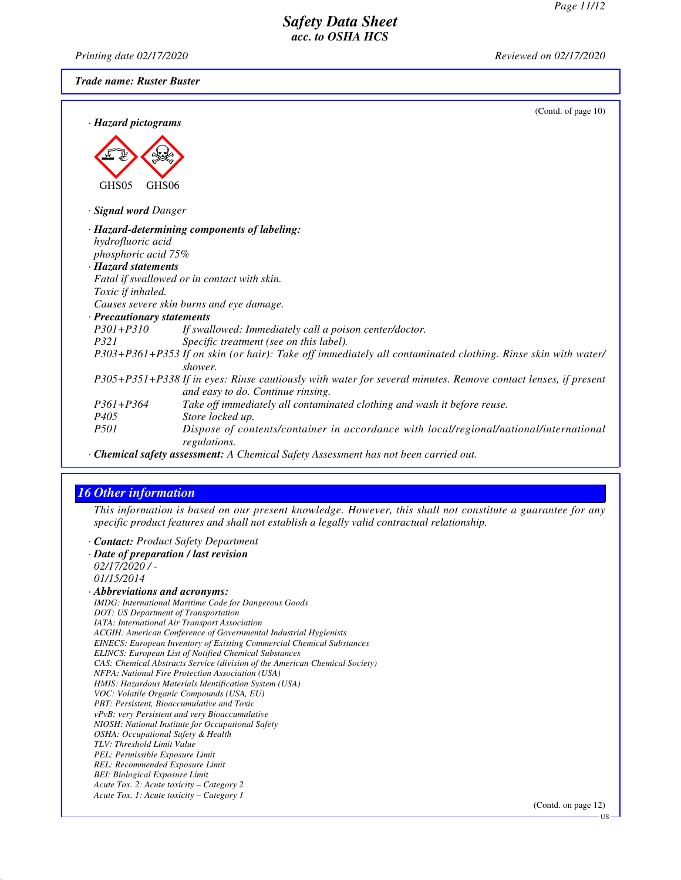**Trade name: Ruster Buster**

(Contd. of page 10)

· ***Hazard pictograms***

GHS05 GHS06

· ***Signal word*** *Danger*

· ***Hazard-determining components of labeling:***
*hydrofluoric acid*
*phosphoric acid 75%*

· ***Hazard statements***
*Fatal if swallowed or in contact with skin.*
*Toxic if inhaled.*
*Causes severe skin burns and eye damage.*

· ***Precautionary statements***

| | |
|---|---|
| *P301+P310* | *If swallowed: Immediately call a poison center/doctor.* |
| *P321* | *Specific treatment (see on this label).* |
| *P303+P361+P353* | *If on skin (or hair): Take off immediately all contaminated clothing. Rinse skin with water/shower.* |
| *P305+P351+P338* | *If in eyes: Rinse cautiously with water for several minutes. Remove contact lenses, if present and easy to do. Continue rinsing.* |
| *P361+P364* | *Take off immediately all contaminated clothing and wash it before reuse.* |
| *P405* | *Store locked up.* |
| *P501* | *Dispose of contents/container in accordance with local/regional/national/international regulations.* |

· ***Chemical safety assessment:*** *A Chemical Safety Assessment has not been carried out.*

## *16 Other information*

*This information is based on our present knowledge. However, this shall not constitute a guarantee for any specific product features and shall not establish a legally valid contractual relationship.*

· ***Contact:*** *Product Safety Department*

· ***Date of preparation / last revision***
*02/17/2020 / -*
*01/15/2014*

· ***Abbreviations and acronyms:***
*IMDG: International Maritime Code for Dangerous Goods*
*DOT: US Department of Transportation*
*IATA: International Air Transport Association*
*ACGIH: American Conference of Governmental Industrial Hygienists*
*EINECS: European Inventory of Existing Commercial Chemical Substances*
*ELINCS: European List of Notified Chemical Substances*
*CAS: Chemical Abstracts Service (division of the American Chemical Society)*
*NFPA: National Fire Protection Association (USA)*
*HMIS: Hazardous Materials Identification System (USA)*
*VOC: Volatile Organic Compounds (USA, EU)*
*PBT: Persistent, Bioaccumulative and Toxic*
*vPvB: very Persistent and very Bioaccumulative*
*NIOSH: National Institute for Occupational Safety*
*OSHA: Occupational Safety & Health*
*TLV: Threshold Limit Value*
*PEL: Permissible Exposure Limit*
*REL: Recommended Exposure Limit*
*BEI: Biological Exposure Limit*
*Acute Tox. 2: Acute toxicity – Category 2*
*Acute Tox. 1: Acute toxicity – Category 1*

(Contd. on page 12)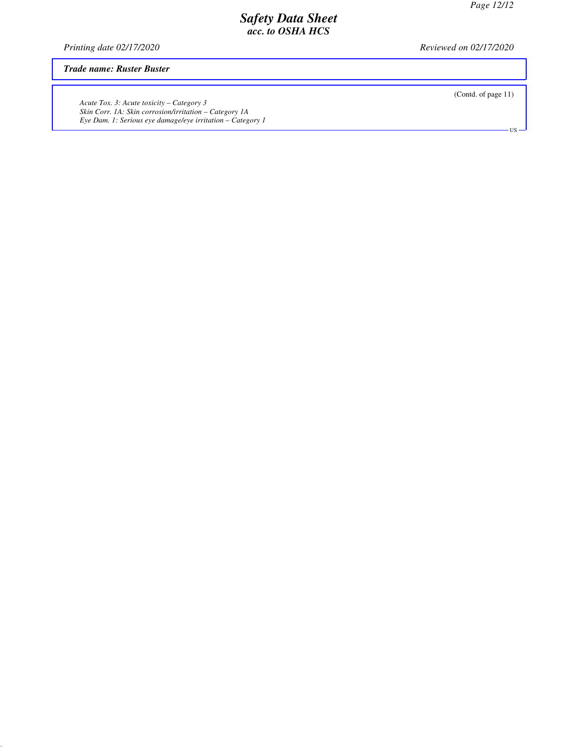(Contd. of page 11)

*Acute Tox. 3: Acute toxicity – Category 3*
*Skin Corr. 1A: Skin corrosion/irritation – Category 1A*
*Eye Dam. 1: Serious eye damage/eye irritation – Category 1*